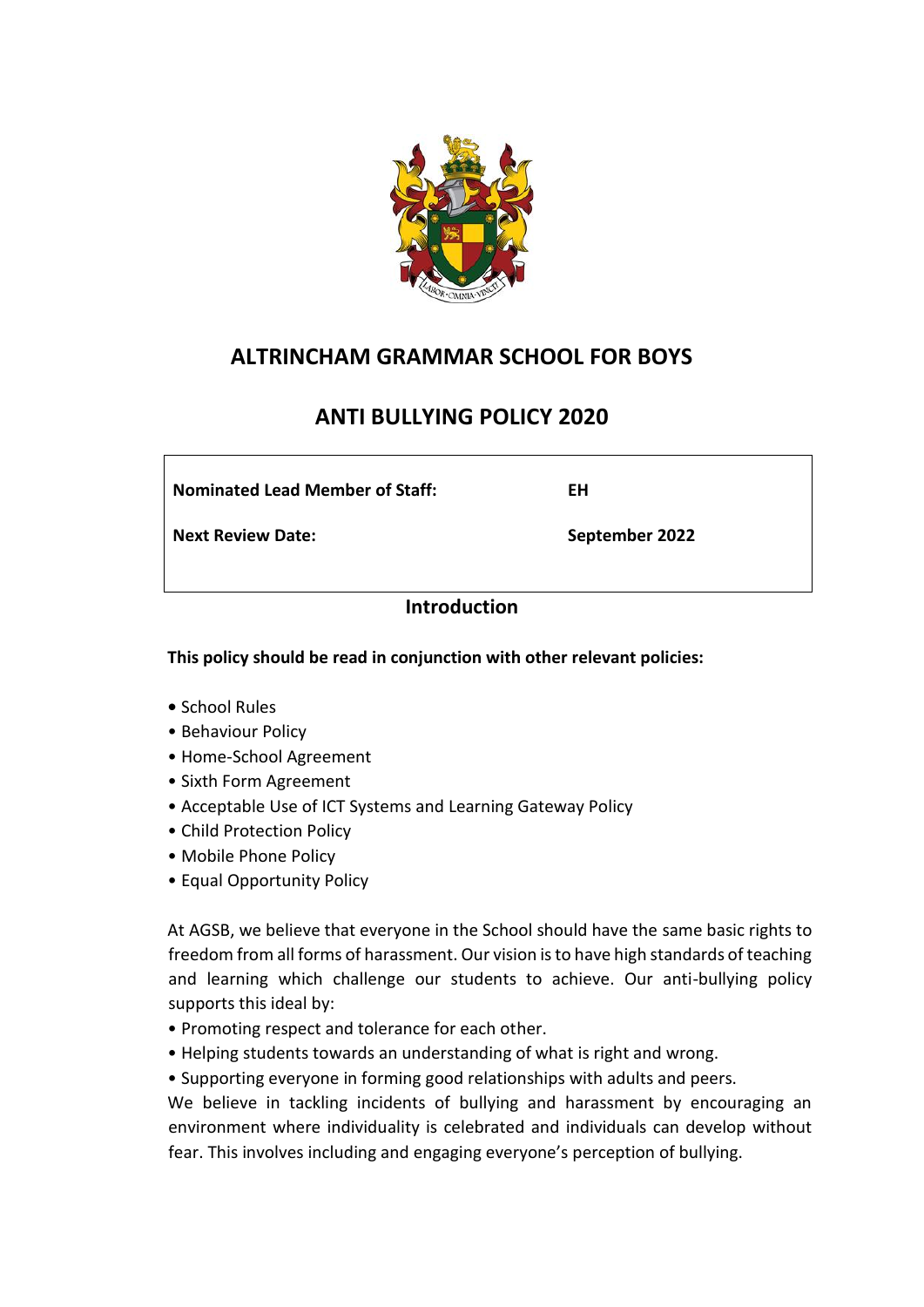# ALTRINCHAM GRAMMAR SCHOOL FOR BOYS

## ANTI BULLYING POLICY 2020

| | |
|---|---|
| **Nominated Lead Member of Staff:** | **EH** |
| **Next Review Date:** | **September 2022** |

## Introduction

**This policy should be read in conjunction with other relevant policies:**

- School Rules
- Behaviour Policy
- Home-School Agreement
- Sixth Form Agreement
- Acceptable Use of ICT Systems and Learning Gateway Policy
- Child Protection Policy
- Mobile Phone Policy
- Equal Opportunity Policy

At AGSB, we believe that everyone in the School should have the same basic rights to freedom from all forms of harassment. Our vision is to have high standards of teaching and learning which challenge our students to achieve. Our anti-bullying policy supports this ideal by:

- Promoting respect and tolerance for each other.
- Helping students towards an understanding of what is right and wrong.
- Supporting everyone in forming good relationships with adults and peers.

We believe in tackling incidents of bullying and harassment by encouraging an environment where individuality is celebrated and individuals can develop without fear. This involves including and engaging everyone's perception of bullying.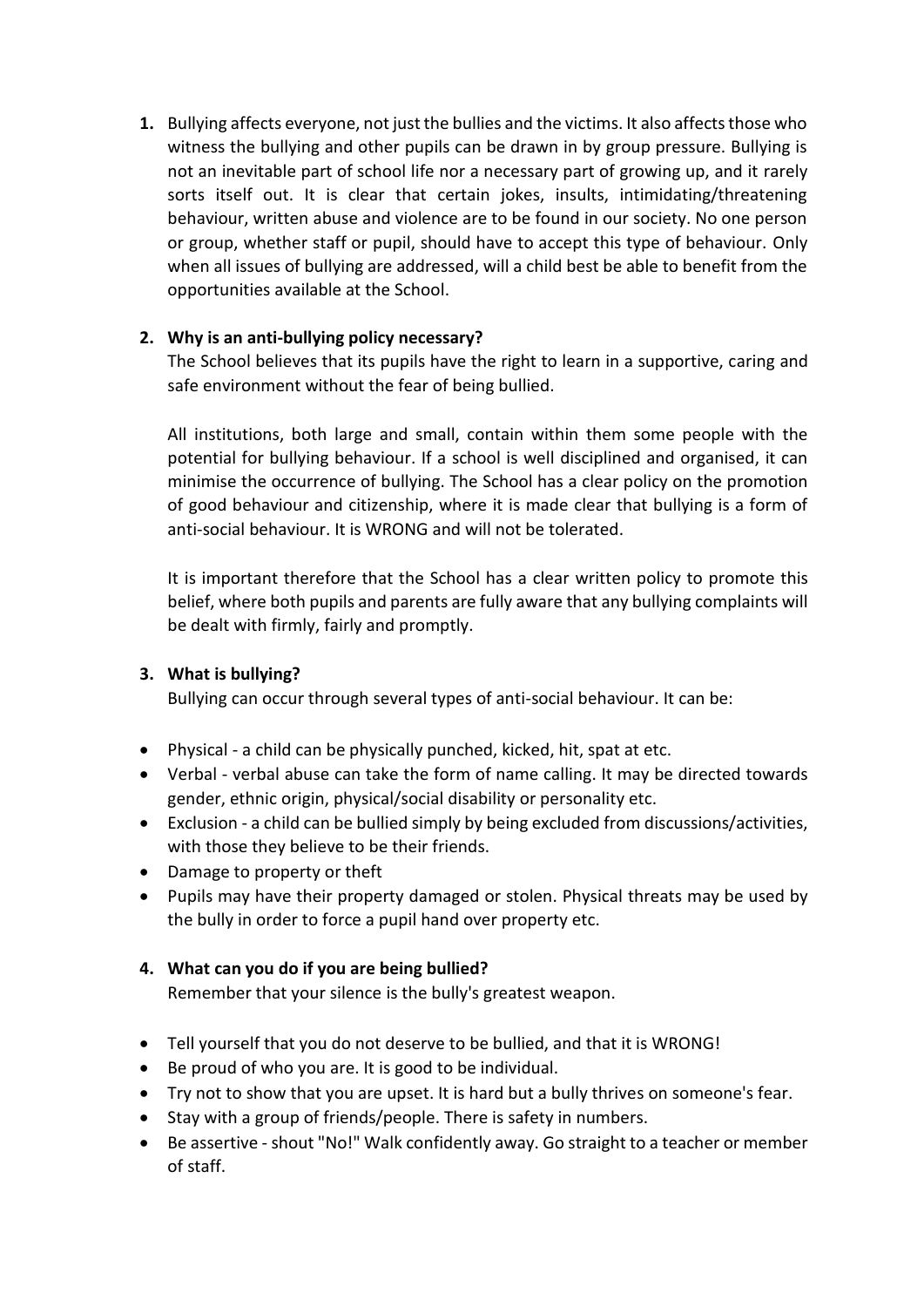1. Bullying affects everyone, not just the bullies and the victims. It also affects those who witness the bullying and other pupils can be drawn in by group pressure. Bullying is not an inevitable part of school life nor a necessary part of growing up, and it rarely sorts itself out. It is clear that certain jokes, insults, intimidating/threatening behaviour, written abuse and violence are to be found in our society. No one person or group, whether staff or pupil, should have to accept this type of behaviour. Only when all issues of bullying are addressed, will a child best be able to benefit from the opportunities available at the School.

2. **Why is an anti-bullying policy necessary?**

   The School believes that its pupils have the right to learn in a supportive, caring and safe environment without the fear of being bullied.

   All institutions, both large and small, contain within them some people with the potential for bullying behaviour. If a school is well disciplined and organised, it can minimise the occurrence of bullying. The School has a clear policy on the promotion of good behaviour and citizenship, where it is made clear that bullying is a form of anti-social behaviour. It is WRONG and will not be tolerated.

   It is important therefore that the School has a clear written policy to promote this belief, where both pupils and parents are fully aware that any bullying complaints will be dealt with firmly, fairly and promptly.

3. **What is bullying?**

   Bullying can occur through several types of anti-social behaviour. It can be:

- Physical - a child can be physically punched, kicked, hit, spat at etc.
- Verbal - verbal abuse can take the form of name calling. It may be directed towards gender, ethnic origin, physical/social disability or personality etc.
- Exclusion - a child can be bullied simply by being excluded from discussions/activities, with those they believe to be their friends.
- Damage to property or theft
- Pupils may have their property damaged or stolen. Physical threats may be used by the bully in order to force a pupil hand over property etc.

4. **What can you do if you are being bullied?**

   Remember that your silence is the bully's greatest weapon.

- Tell yourself that you do not deserve to be bullied, and that it is WRONG!
- Be proud of who you are. It is good to be individual.
- Try not to show that you are upset. It is hard but a bully thrives on someone's fear.
- Stay with a group of friends/people. There is safety in numbers.
- Be assertive - shout "No!" Walk confidently away. Go straight to a teacher or member of staff.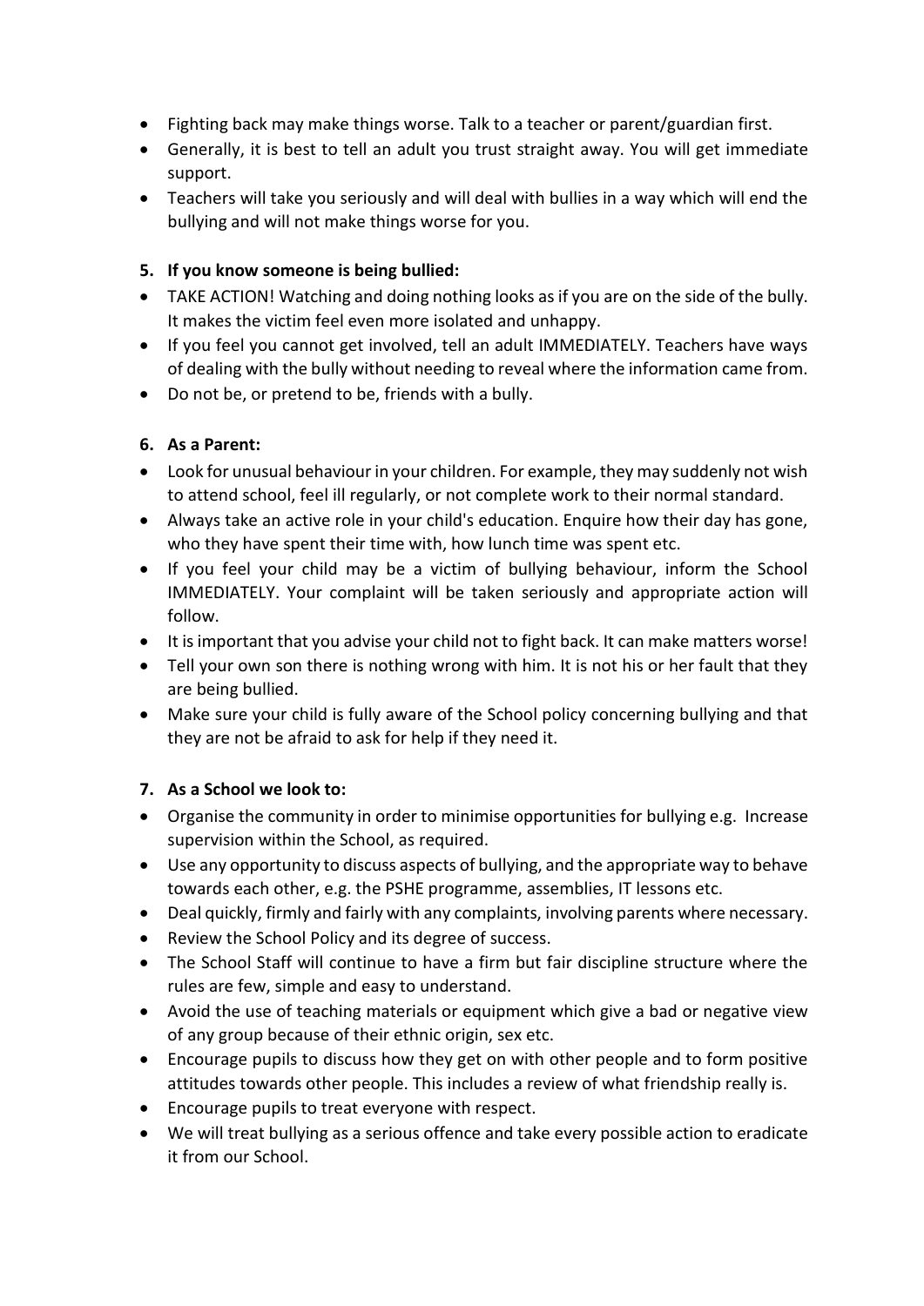- Fighting back may make things worse. Talk to a teacher or parent/guardian first.
- Generally, it is best to tell an adult you trust straight away. You will get immediate support.
- Teachers will take you seriously and will deal with bullies in a way which will end the bullying and will not make things worse for you.

**5. If you know someone is being bullied:**

- TAKE ACTION! Watching and doing nothing looks as if you are on the side of the bully. It makes the victim feel even more isolated and unhappy.
- If you feel you cannot get involved, tell an adult IMMEDIATELY. Teachers have ways of dealing with the bully without needing to reveal where the information came from.
- Do not be, or pretend to be, friends with a bully.

**6. As a Parent:**

- Look for unusual behaviour in your children. For example, they may suddenly not wish to attend school, feel ill regularly, or not complete work to their normal standard.
- Always take an active role in your child's education. Enquire how their day has gone, who they have spent their time with, how lunch time was spent etc.
- If you feel your child may be a victim of bullying behaviour, inform the School IMMEDIATELY. Your complaint will be taken seriously and appropriate action will follow.
- It is important that you advise your child not to fight back. It can make matters worse!
- Tell your own son there is nothing wrong with him. It is not his or her fault that they are being bullied.
- Make sure your child is fully aware of the School policy concerning bullying and that they are not be afraid to ask for help if they need it.

**7. As a School we look to:**

- Organise the community in order to minimise opportunities for bullying e.g. Increase supervision within the School, as required.
- Use any opportunity to discuss aspects of bullying, and the appropriate way to behave towards each other, e.g. the PSHE programme, assemblies, IT lessons etc.
- Deal quickly, firmly and fairly with any complaints, involving parents where necessary.
- Review the School Policy and its degree of success.
- The School Staff will continue to have a firm but fair discipline structure where the rules are few, simple and easy to understand.
- Avoid the use of teaching materials or equipment which give a bad or negative view of any group because of their ethnic origin, sex etc.
- Encourage pupils to discuss how they get on with other people and to form positive attitudes towards other people. This includes a review of what friendship really is.
- Encourage pupils to treat everyone with respect.
- We will treat bullying as a serious offence and take every possible action to eradicate it from our School.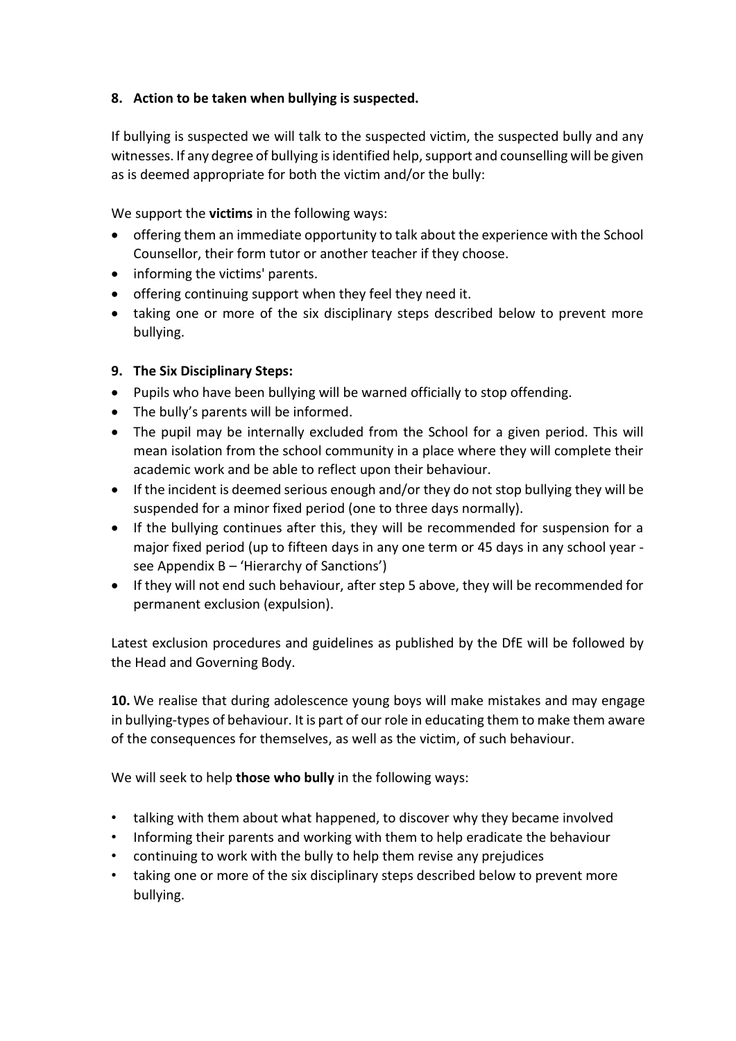## 8. Action to be taken when bullying is suspected.

If bullying is suspected we will talk to the suspected victim, the suspected bully and any witnesses. If any degree of bullying is identified help, support and counselling will be given as is deemed appropriate for both the victim and/or the bully:

We support the **victims** in the following ways:

- offering them an immediate opportunity to talk about the experience with the School Counsellor, their form tutor or another teacher if they choose.
- informing the victims' parents.
- offering continuing support when they feel they need it.
- taking one or more of the six disciplinary steps described below to prevent more bullying.

## 9. The Six Disciplinary Steps:

- Pupils who have been bullying will be warned officially to stop offending.
- The bully's parents will be informed.
- The pupil may be internally excluded from the School for a given period. This will mean isolation from the school community in a place where they will complete their academic work and be able to reflect upon their behaviour.
- If the incident is deemed serious enough and/or they do not stop bullying they will be suspended for a minor fixed period (one to three days normally).
- If the bullying continues after this, they will be recommended for suspension for a major fixed period (up to fifteen days in any one term or 45 days in any school year - see Appendix B – 'Hierarchy of Sanctions')
- If they will not end such behaviour, after step 5 above, they will be recommended for permanent exclusion (expulsion).

Latest exclusion procedures and guidelines as published by the DfE will be followed by the Head and Governing Body.

**10.** We realise that during adolescence young boys will make mistakes and may engage in bullying-types of behaviour. It is part of our role in educating them to make them aware of the consequences for themselves, as well as the victim, of such behaviour.

We will seek to help **those who bully** in the following ways:

- talking with them about what happened, to discover why they became involved
- Informing their parents and working with them to help eradicate the behaviour
- continuing to work with the bully to help them revise any prejudices
- taking one or more of the six disciplinary steps described below to prevent more bullying.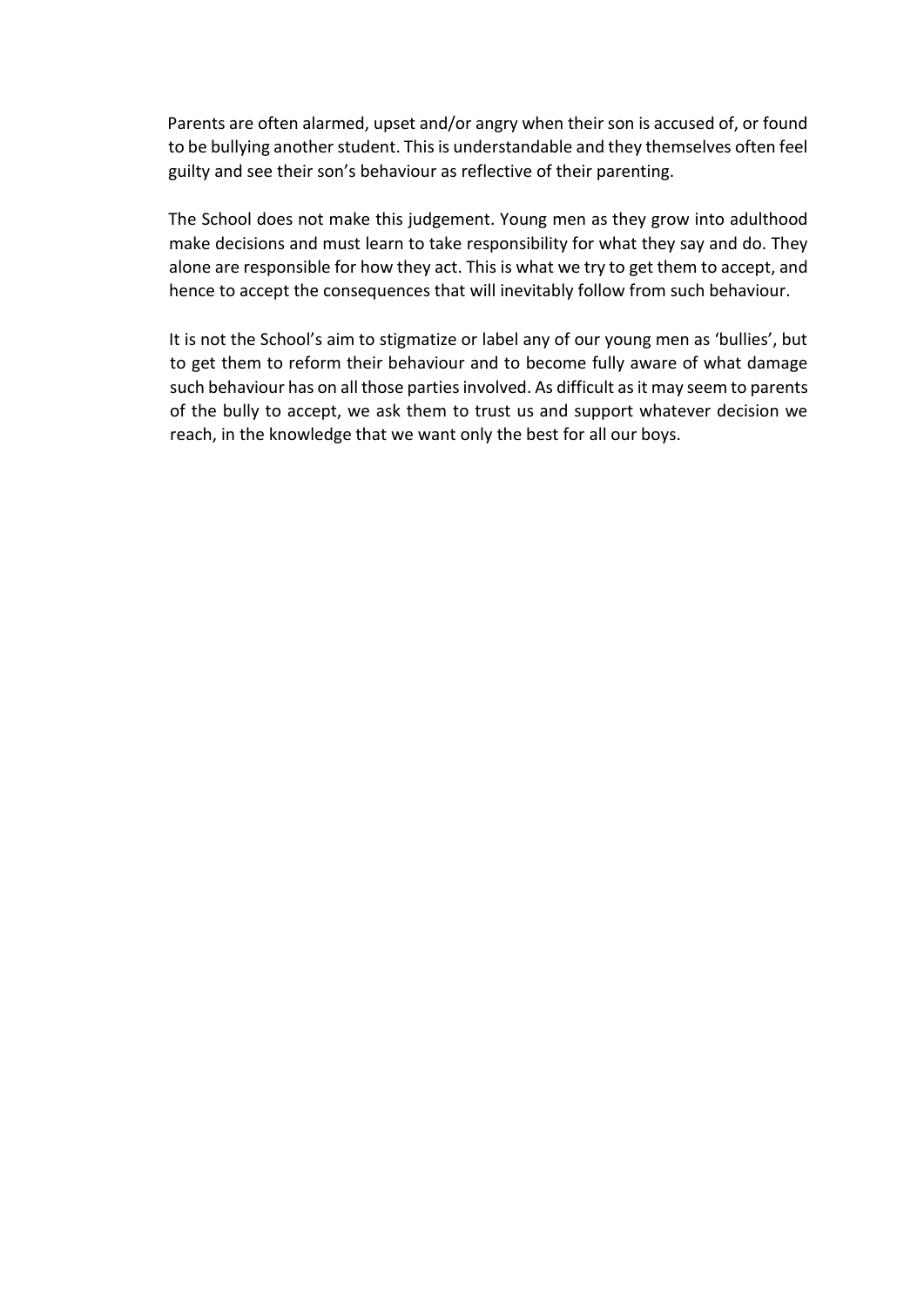Parents are often alarmed, upset and/or angry when their son is accused of, or found to be bullying another student. This is understandable and they themselves often feel guilty and see their son's behaviour as reflective of their parenting.

The School does not make this judgement. Young men as they grow into adulthood make decisions and must learn to take responsibility for what they say and do. They alone are responsible for how they act. This is what we try to get them to accept, and hence to accept the consequences that will inevitably follow from such behaviour.

It is not the School's aim to stigmatize or label any of our young men as 'bullies', but to get them to reform their behaviour and to become fully aware of what damage such behaviour has on all those parties involved. As difficult as it may seem to parents of the bully to accept, we ask them to trust us and support whatever decision we reach, in the knowledge that we want only the best for all our boys.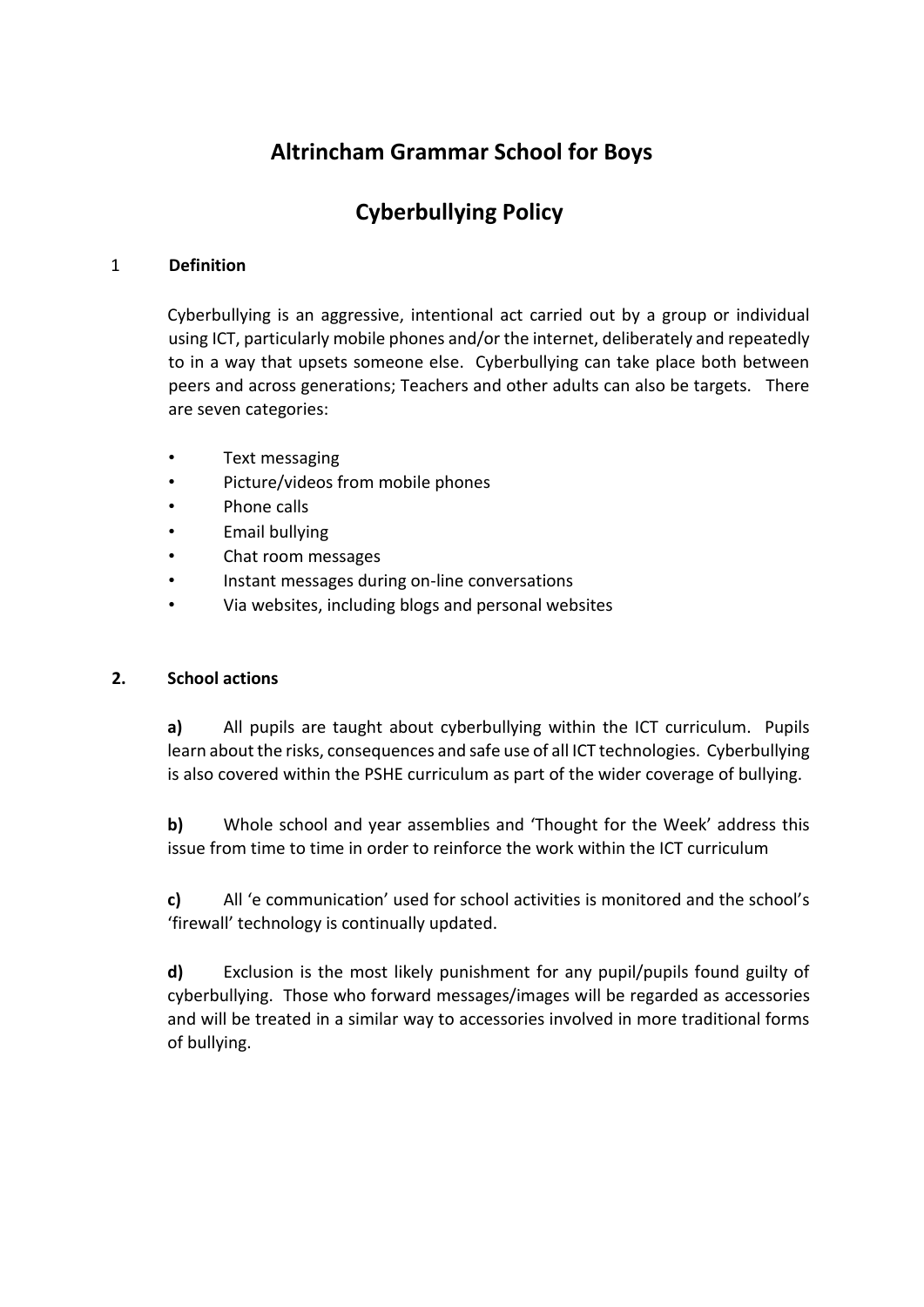# Altrincham Grammar School for Boys

# Cyberbullying Policy

## 1 Definition

Cyberbullying is an aggressive, intentional act carried out by a group or individual using ICT, particularly mobile phones and/or the internet, deliberately and repeatedly to in a way that upsets someone else. Cyberbullying can take place both between peers and across generations; Teachers and other adults can also be targets. There are seven categories:

- Text messaging
- Picture/videos from mobile phones
- Phone calls
- Email bullying
- Chat room messages
- Instant messages during on-line conversations
- Via websites, including blogs and personal websites

## 2. School actions

**a)** All pupils are taught about cyberbullying within the ICT curriculum. Pupils learn about the risks, consequences and safe use of all ICT technologies. Cyberbullying is also covered within the PSHE curriculum as part of the wider coverage of bullying.

**b)** Whole school and year assemblies and 'Thought for the Week' address this issue from time to time in order to reinforce the work within the ICT curriculum

**c)** All 'e communication' used for school activities is monitored and the school's 'firewall' technology is continually updated.

**d)** Exclusion is the most likely punishment for any pupil/pupils found guilty of cyberbullying. Those who forward messages/images will be regarded as accessories and will be treated in a similar way to accessories involved in more traditional forms of bullying.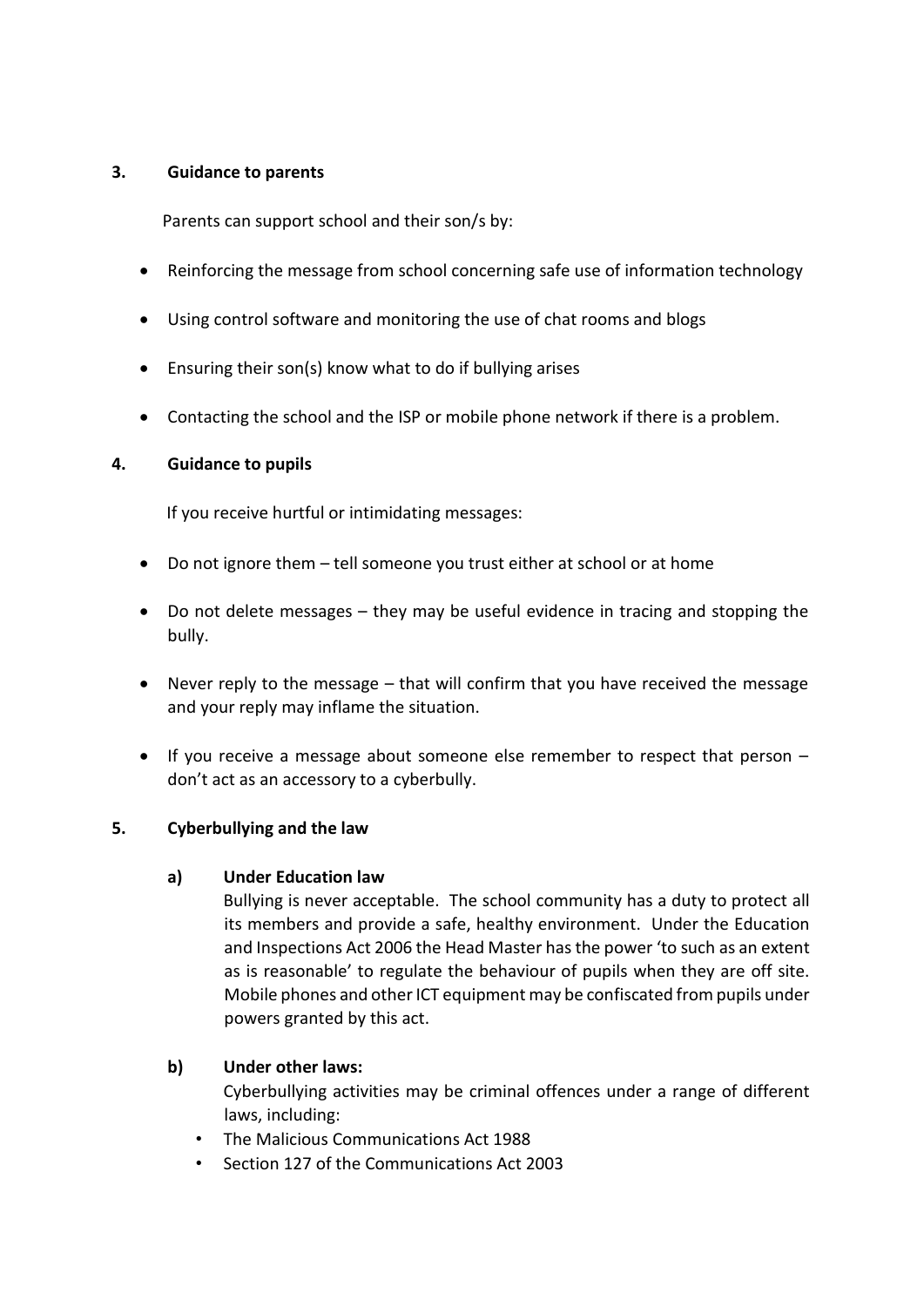## 3. Guidance to parents

Parents can support school and their son/s by:

- Reinforcing the message from school concerning safe use of information technology
- Using control software and monitoring the use of chat rooms and blogs
- Ensuring their son(s) know what to do if bullying arises
- Contacting the school and the ISP or mobile phone network if there is a problem.

## 4. Guidance to pupils

If you receive hurtful or intimidating messages:

- Do not ignore them – tell someone you trust either at school or at home
- Do not delete messages – they may be useful evidence in tracing and stopping the bully.
- Never reply to the message – that will confirm that you have received the message and your reply may inflame the situation.
- If you receive a message about someone else remember to respect that person – don't act as an accessory to a cyberbully.

## 5. Cyberbullying and the law

### a) Under Education law

Bullying is never acceptable. The school community has a duty to protect all its members and provide a safe, healthy environment. Under the Education and Inspections Act 2006 the Head Master has the power 'to such as an extent as is reasonable' to regulate the behaviour of pupils when they are off site. Mobile phones and other ICT equipment may be confiscated from pupils under powers granted by this act.

### b) Under other laws:

Cyberbullying activities may be criminal offences under a range of different laws, including:

- The Malicious Communications Act 1988
- Section 127 of the Communications Act 2003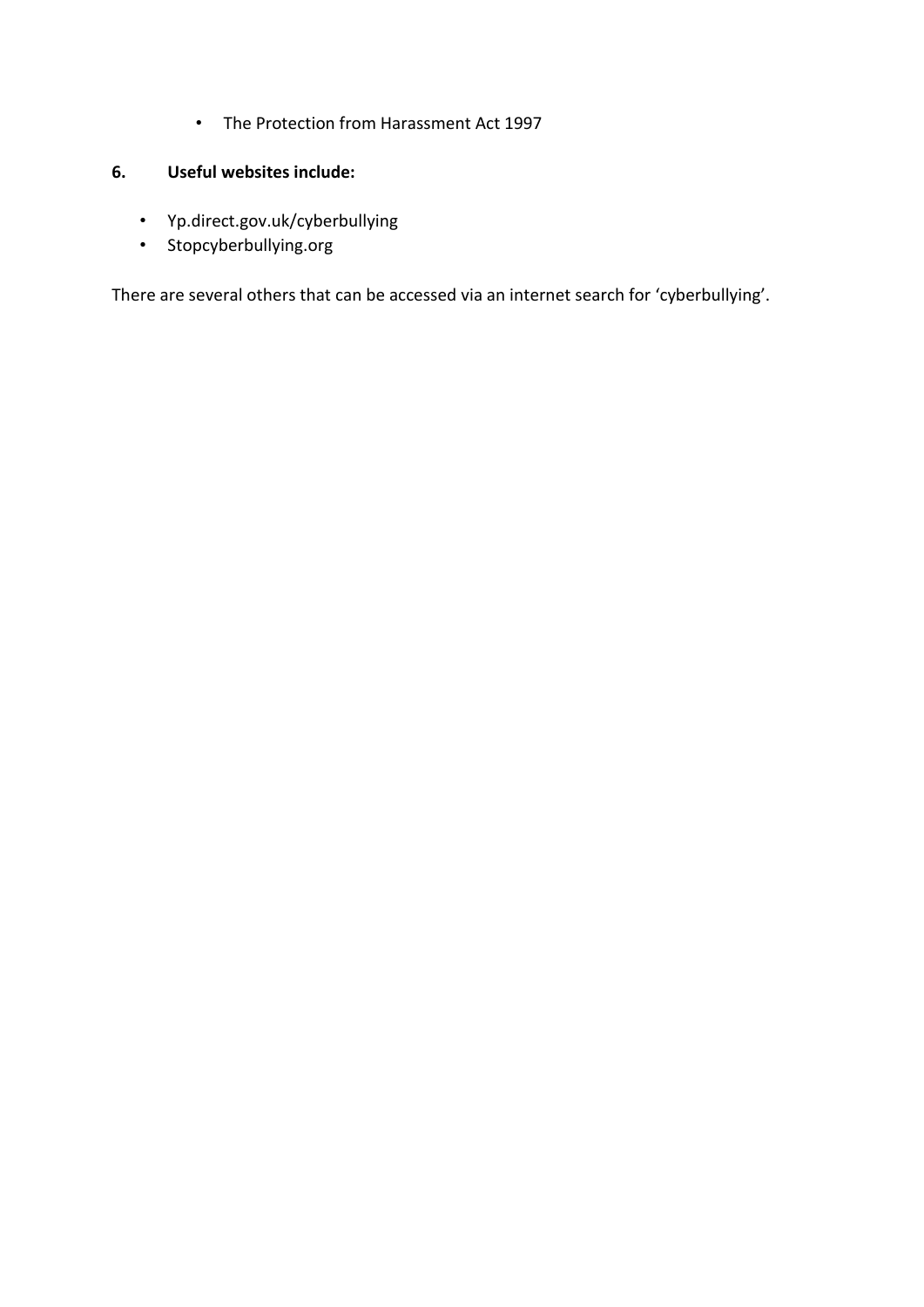- The Protection from Harassment Act 1997

**6. Useful websites include:**

- Yp.direct.gov.uk/cyberbullying
- Stopcyberbullying.org

There are several others that can be accessed via an internet search for 'cyberbullying'.